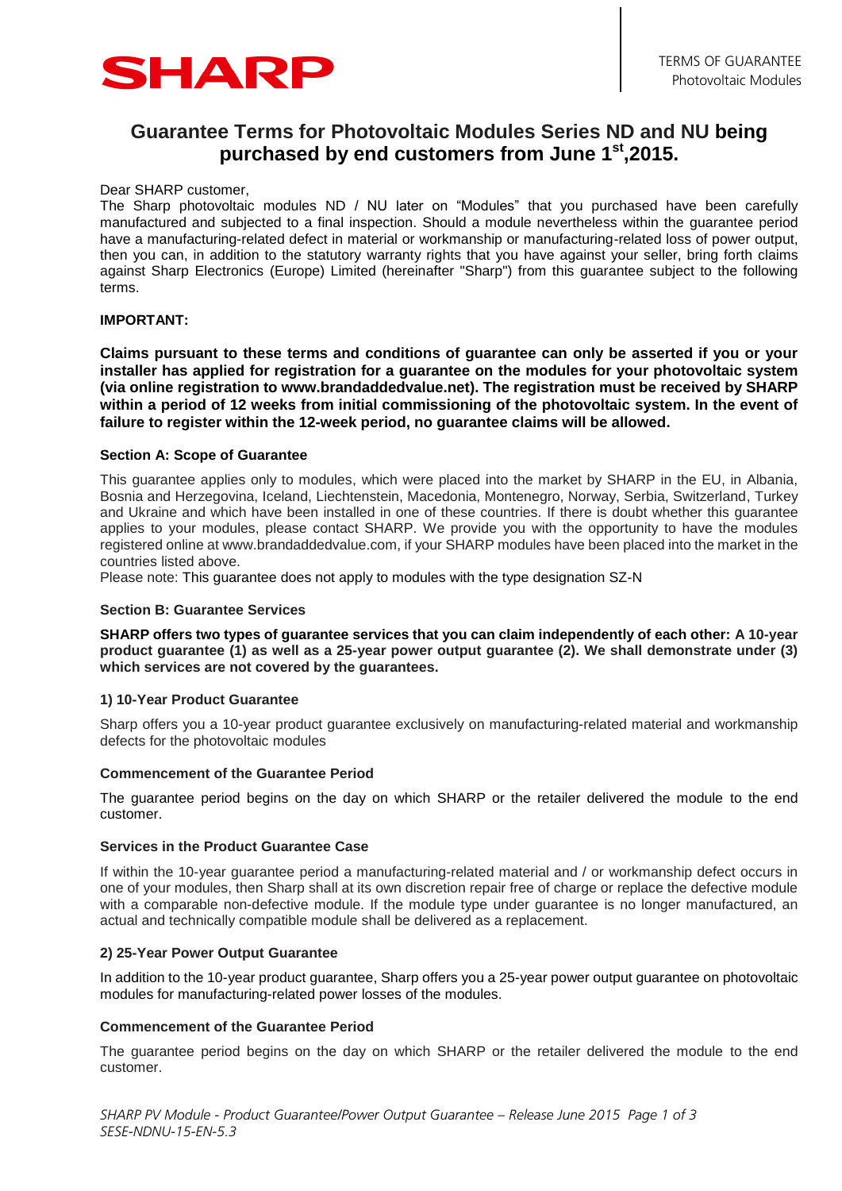# Guarantee Terms for Photovoltaic Modules Series ND and NU being purchased by end customers from June 1st,2015.

Dear SHARP customer,
The Sharp photovoltaic modules ND / NU later on "Modules" that you purchased have been carefully manufactured and subjected to a final inspection. Should a module nevertheless within the guarantee period have a manufacturing-related defect in material or workmanship or manufacturing-related loss of power output, then you can, in addition to the statutory warranty rights that you have against your seller, bring forth claims against Sharp Electronics (Europe) Limited (hereinafter "Sharp") from this guarantee subject to the following terms.

**IMPORTANT:**

**Claims pursuant to these terms and conditions of guarantee can only be asserted if you or your installer has applied for registration for a guarantee on the modules for your photovoltaic system (via online registration to www.brandaddedvalue.net). The registration must be received by SHARP within a period of 12 weeks from initial commissioning of the photovoltaic system. In the event of failure to register within the 12-week period, no guarantee claims will be allowed.**

### Section A: Scope of Guarantee

This guarantee applies only to modules, which were placed into the market by SHARP in the EU, in Albania, Bosnia and Herzegovina, Iceland, Liechtenstein, Macedonia, Montenegro, Norway, Serbia, Switzerland, Turkey and Ukraine and which have been installed in one of these countries. If there is doubt whether this guarantee applies to your modules, please contact SHARP. We provide you with the opportunity to have the modules registered online at www.brandaddedvalue.com, if your SHARP modules have been placed into the market in the countries listed above.
Please note: This guarantee does not apply to modules with the type designation SZ-N

### Section B: Guarantee Services

**SHARP offers two types of guarantee services that you can claim independently of each other: A 10-year product guarantee (1) as well as a 25-year power output guarantee (2). We shall demonstrate under (3) which services are not covered by the guarantees.**

#### 1) 10-Year Product Guarantee

Sharp offers you a 10-year product guarantee exclusively on manufacturing-related material and workmanship defects for the photovoltaic modules

#### Commencement of the Guarantee Period

The guarantee period begins on the day on which SHARP or the retailer delivered the module to the end customer.

#### Services in the Product Guarantee Case

If within the 10-year guarantee period a manufacturing-related material and / or workmanship defect occurs in one of your modules, then Sharp shall at its own discretion repair free of charge or replace the defective module with a comparable non-defective module. If the module type under guarantee is no longer manufactured, an actual and technically compatible module shall be delivered as a replacement.

#### 2) 25-Year Power Output Guarantee

In addition to the 10-year product guarantee, Sharp offers you a 25-year power output guarantee on photovoltaic modules for manufacturing-related power losses of the modules.

#### Commencement of the Guarantee Period

The guarantee period begins on the day on which SHARP or the retailer delivered the module to the end customer.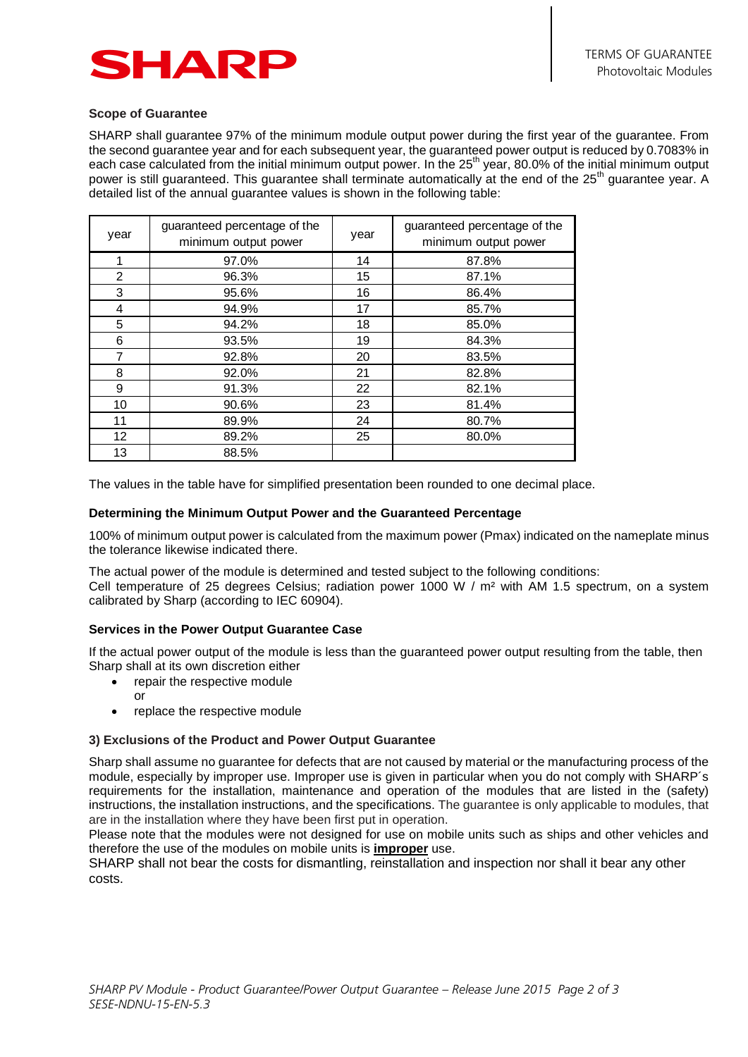### Scope of Guarantee

SHARP shall guarantee 97% of the minimum module output power during the first year of the guarantee. From the second guarantee year and for each subsequent year, the guaranteed power output is reduced by 0.7083% in each case calculated from the initial minimum output power. In the 25th year, 80.0% of the initial minimum output power is still guaranteed. This guarantee shall terminate automatically at the end of the 25th guarantee year. A detailed list of the annual guarantee values is shown in the following table:

| year | guaranteed percentage of the minimum output power | year | guaranteed percentage of the minimum output power |
|---|---|---|---|
| 1 | 97.0% | 14 | 87.8% |
| 2 | 96.3% | 15 | 87.1% |
| 3 | 95.6% | 16 | 86.4% |
| 4 | 94.9% | 17 | 85.7% |
| 5 | 94.2% | 18 | 85.0% |
| 6 | 93.5% | 19 | 84.3% |
| 7 | 92.8% | 20 | 83.5% |
| 8 | 92.0% | 21 | 82.8% |
| 9 | 91.3% | 22 | 82.1% |
| 10 | 90.6% | 23 | 81.4% |
| 11 | 89.9% | 24 | 80.7% |
| 12 | 89.2% | 25 | 80.0% |
| 13 | 88.5% | | |

The values in the table have for simplified presentation been rounded to one decimal place.

### Determining the Minimum Output Power and the Guaranteed Percentage

100% of minimum output power is calculated from the maximum power (Pmax) indicated on the nameplate minus the tolerance likewise indicated there.

The actual power of the module is determined and tested subject to the following conditions:
Cell temperature of 25 degrees Celsius; radiation power 1000 W / m² with AM 1.5 spectrum, on a system calibrated by Sharp (according to IEC 60904).

### Services in the Power Output Guarantee Case

If the actual power output of the module is less than the guaranteed power output resulting from the table, then Sharp shall at its own discretion either

- repair the respective module
  or
- replace the respective module

### 3) Exclusions of the Product and Power Output Guarantee

Sharp shall assume no guarantee for defects that are not caused by material or the manufacturing process of the module, especially by improper use. Improper use is given in particular when you do not comply with SHARP´s requirements for the installation, maintenance and operation of the modules that are listed in the (safety) instructions, the installation instructions, and the specifications. The guarantee is only applicable to modules, that are in the installation where they have been first put in operation.
Please note that the modules were not designed for use on mobile units such as ships and other vehicles and therefore the use of the modules on mobile units is **improper** use.
SHARP shall not bear the costs for dismantling, reinstallation and inspection nor shall it bear any other costs.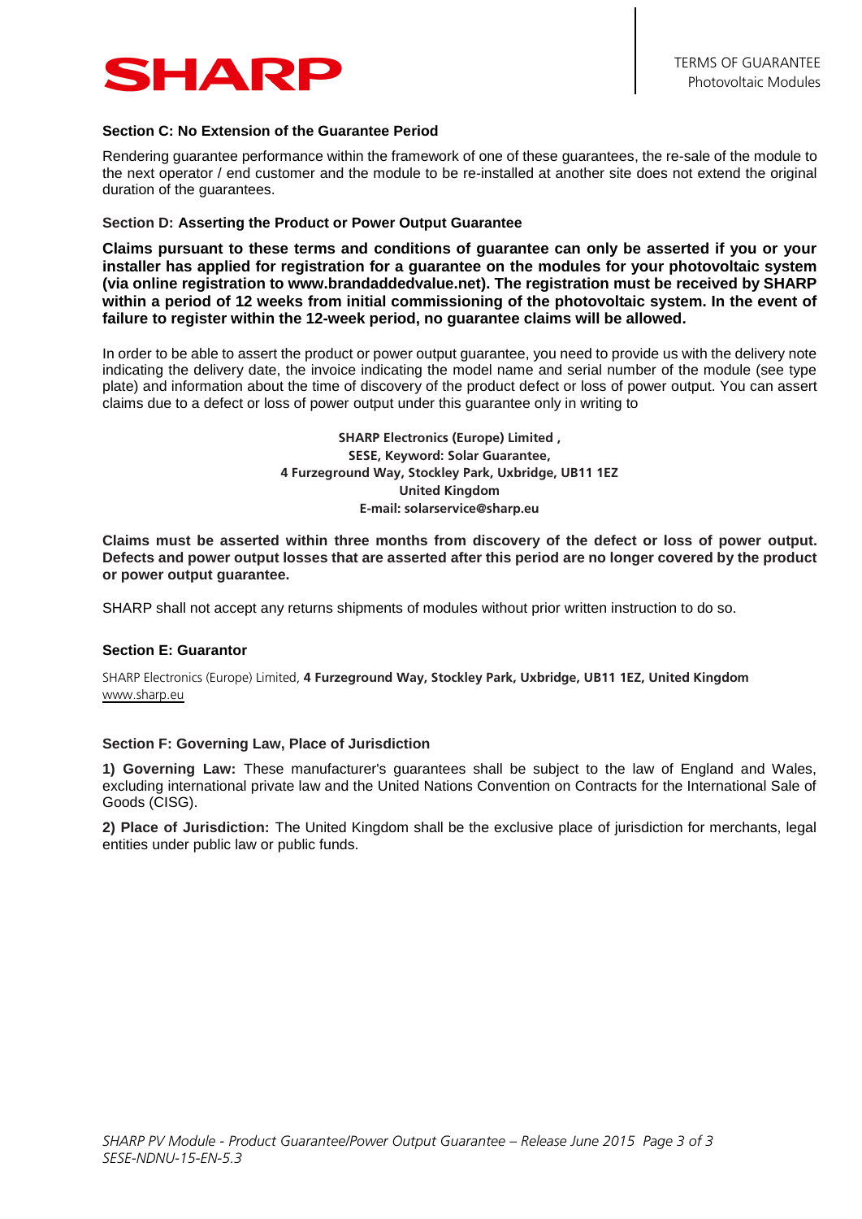### Section C: No Extension of the Guarantee Period

Rendering guarantee performance within the framework of one of these guarantees, the re-sale of the module to the next operator / end customer and the module to be re-installed at another site does not extend the original duration of the guarantees.

### Section D: Asserting the Product or Power Output Guarantee

**Claims pursuant to these terms and conditions of guarantee can only be asserted if you or your installer has applied for registration for a guarantee on the modules for your photovoltaic system (via online registration to www.brandaddedvalue.net). The registration must be received by SHARP within a period of 12 weeks from initial commissioning of the photovoltaic system. In the event of failure to register within the 12-week period, no guarantee claims will be allowed.**

In order to be able to assert the product or power output guarantee, you need to provide us with the delivery note indicating the delivery date, the invoice indicating the model name and serial number of the module (see type plate) and information about the time of discovery of the product defect or loss of power output. You can assert claims due to a defect or loss of power output under this guarantee only in writing to

**SHARP Electronics (Europe) Limited ,**
**SESE, Keyword: Solar Guarantee,**
**4 Furzeground Way, Stockley Park, Uxbridge, UB11 1EZ**
**United Kingdom**
**E-mail: solarservice@sharp.eu**

**Claims must be asserted within three months from discovery of the defect or loss of power output. Defects and power output losses that are asserted after this period are no longer covered by the product or power output guarantee.**

SHARP shall not accept any returns shipments of modules without prior written instruction to do so.

### Section E: Guarantor

SHARP Electronics (Europe) Limited, **4 Furzeground Way, Stockley Park, Uxbridge, UB11 1EZ, United Kingdom**
www.sharp.eu

### Section F: Governing Law, Place of Jurisdiction

**1) Governing Law:** These manufacturer's guarantees shall be subject to the law of England and Wales, excluding international private law and the United Nations Convention on Contracts for the International Sale of Goods (CISG).

**2) Place of Jurisdiction:** The United Kingdom shall be the exclusive place of jurisdiction for merchants, legal entities under public law or public funds.